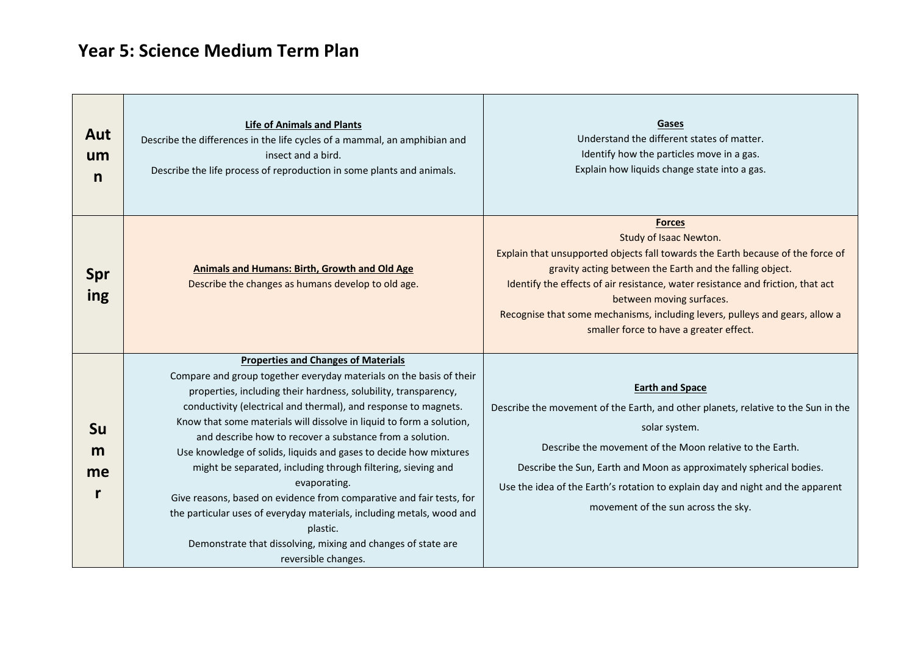# Year 5: Science Medium Term Plan

| | | |
|---|---|---|
| **Autumn** | **Life of Animals and Plants**<br>Describe the differences in the life cycles of a mammal, an amphibian and insect and a bird.<br>Describe the life process of reproduction in some plants and animals. | **Gases**<br>Understand the different states of matter.<br>Identify how the particles move in a gas.<br>Explain how liquids change state into a gas. |
| **Spring** | **Animals and Humans: Birth, Growth and Old Age**<br>Describe the changes as humans develop to old age. | **Forces**<br>Study of Isaac Newton.<br>Explain that unsupported objects fall towards the Earth because of the force of gravity acting between the Earth and the falling object.<br>Identify the effects of air resistance, water resistance and friction, that act between moving surfaces.<br>Recognise that some mechanisms, including levers, pulleys and gears, allow a smaller force to have a greater effect. |
| **Summer** | **Properties and Changes of Materials**<br>Compare and group together everyday materials on the basis of their properties, including their hardness, solubility, transparency, conductivity (electrical and thermal), and response to magnets.<br>Know that some materials will dissolve in liquid to form a solution, and describe how to recover a substance from a solution.<br>Use knowledge of solids, liquids and gases to decide how mixtures might be separated, including through filtering, sieving and evaporating.<br>Give reasons, based on evidence from comparative and fair tests, for the particular uses of everyday materials, including metals, wood and plastic.<br>Demonstrate that dissolving, mixing and changes of state are reversible changes. | **Earth and Space**<br>Describe the movement of the Earth, and other planets, relative to the Sun in the solar system.<br>Describe the movement of the Moon relative to the Earth.<br>Describe the Sun, Earth and Moon as approximately spherical bodies.<br>Use the idea of the Earth's rotation to explain day and night and the apparent movement of the sun across the sky. |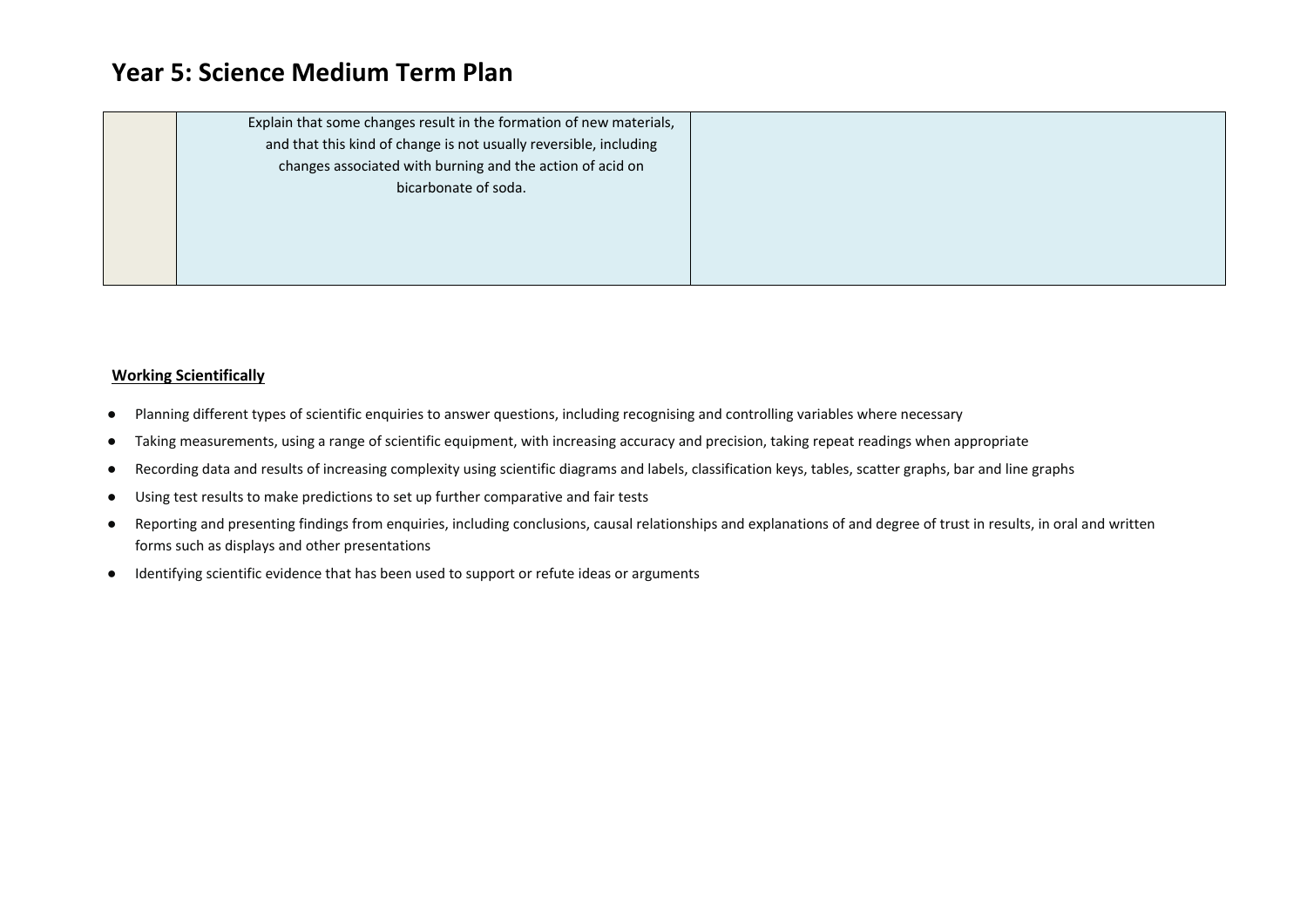# Year 5: Science Medium Term Plan

| | | |
|---|---|---|
| | Explain that some changes result in the formation of new materials, and that this kind of change is not usually reversible, including changes associated with burning and the action of acid on bicarbonate of soda. | |

**Working Scientifically**

- Planning different types of scientific enquiries to answer questions, including recognising and controlling variables where necessary
- Taking measurements, using a range of scientific equipment, with increasing accuracy and precision, taking repeat readings when appropriate
- Recording data and results of increasing complexity using scientific diagrams and labels, classification keys, tables, scatter graphs, bar and line graphs
- Using test results to make predictions to set up further comparative and fair tests
- Reporting and presenting findings from enquiries, including conclusions, causal relationships and explanations of and degree of trust in results, in oral and written forms such as displays and other presentations
- Identifying scientific evidence that has been used to support or refute ideas or arguments